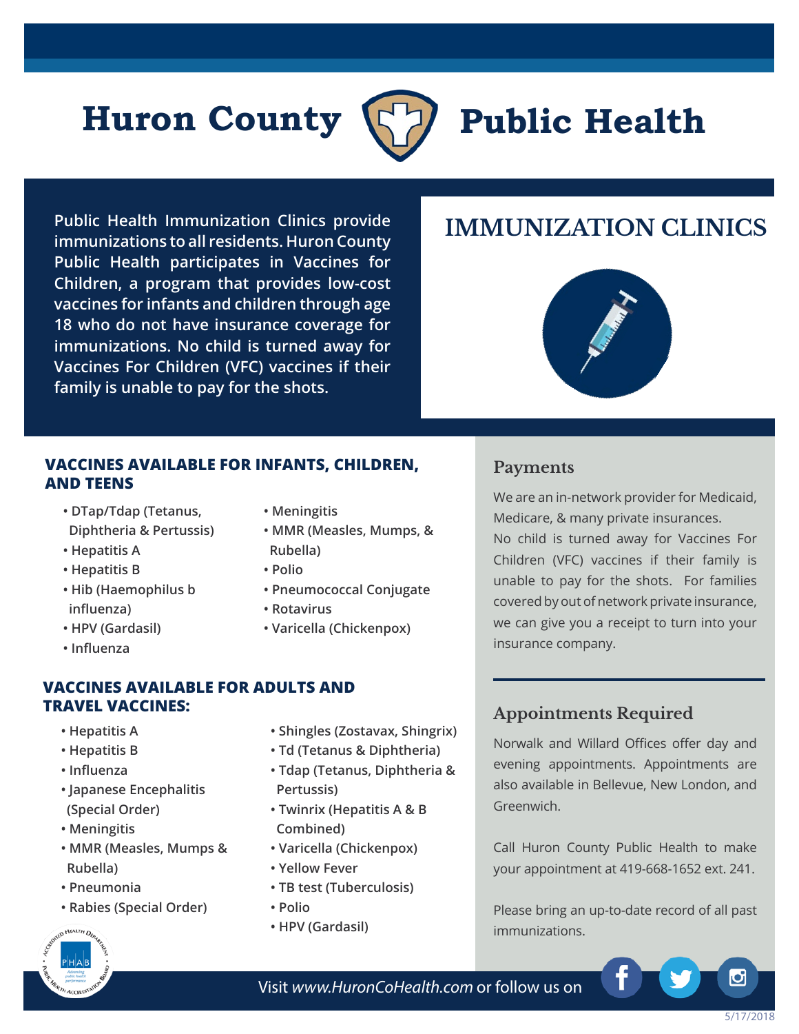# Huron County Public Health

Public Health Immunization Clinics provide immunizations to all residents. Huron County Public Health participates in Vaccines for Children, a program that provides low-cost vaccines for infants and children through age 18 who do not have insurance coverage for immunizations. No child is turned away for Vaccines For Children (VFC) vaccines if their family is unable to pay for the shots.

## IMMUNIZATION CLINICS

### VACCINES AVAILABLE FOR INFANTS, CHILDREN, AND TEENS

- DTap/Tdap (Tetanus, Diphtheria & Pertussis)
- Hepatitis A
- Hepatitis B
- Hib (Haemophilus b influenza)
- HPV (Gardasil)
- Influenza
- Meningitis
- MMR (Measles, Mumps, & Rubella)
- Polio
- Pneumococcal Conjugate
- Rotavirus
- Varicella (Chickenpox)

### VACCINES AVAILABLE FOR ADULTS AND TRAVEL VACCINES:

- Hepatitis A
- Hepatitis B
- Influenza
- Japanese Encephalitis (Special Order)
- Meningitis
- MMR (Measles, Mumps & Rubella)
- Pneumonia
- Rabies (Special Order)
- Shingles (Zostavax, Shingrix)
- Td (Tetanus & Diphtheria)
- Tdap (Tetanus, Diphtheria & Pertussis)
- Twinrix (Hepatitis A & B Combined)
- Varicella (Chickenpox)
- Yellow Fever
- TB test (Tuberculosis)
- Polio
- HPV (Gardasil)

### Payments

We are an in-network provider for Medicaid, Medicare, & many private insurances.
No child is turned away for Vaccines For Children (VFC) vaccines if their family is unable to pay for the shots. For families covered by out of network private insurance, we can give you a receipt to turn into your insurance company.

### Appointments Required

Norwalk and Willard Offices offer day and evening appointments. Appointments are also available in Bellevue, New London, and Greenwich.

Call Huron County Public Health to make your appointment at 419-668-1652 ext. 241.

Please bring an up-to-date record of all past immunizations.

Visit *www.HuronCoHealth.com* or follow us on

5/17/2018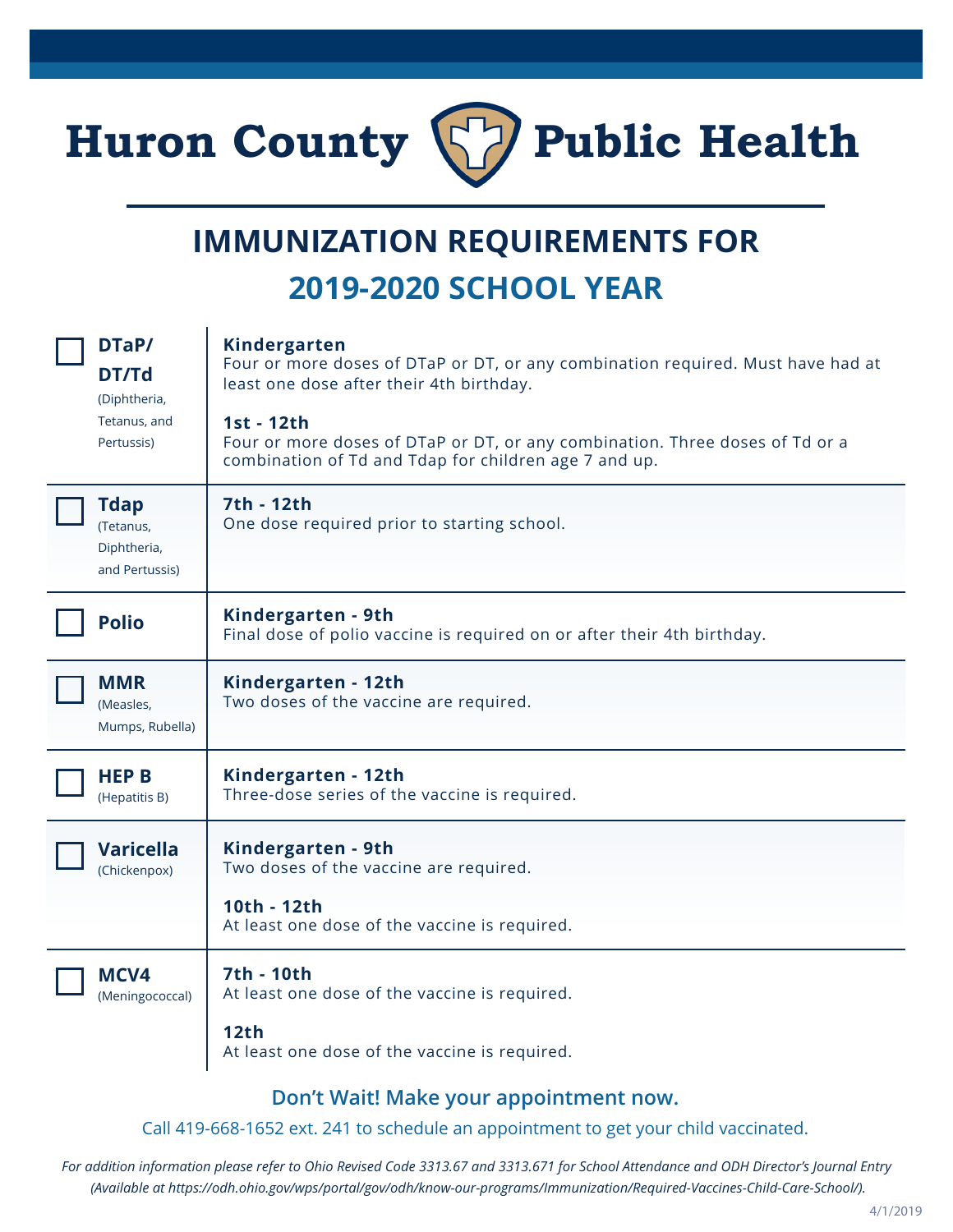# Huron County Public Health

## IMMUNIZATION REQUIREMENTS FOR

## 2019-2020 SCHOOL YEAR

| | |
|---|---|
| ☐ **DTaP/ DT/Td** (Diphtheria, Tetanus, and Pertussis) | **Kindergarten**<br>Four or more doses of DTaP or DT, or any combination required. Must have had at least one dose after their 4th birthday.<br><br>**1st - 12th**<br>Four or more doses of DTaP or DT, or any combination. Three doses of Td or a combination of Td and Tdap for children age 7 and up. |
| ☐ **Tdap** (Tetanus, Diphtheria, and Pertussis) | **7th - 12th**<br>One dose required prior to starting school. |
| ☐ **Polio** | **Kindergarten - 9th**<br>Final dose of polio vaccine is required on or after their 4th birthday. |
| ☐ **MMR** (Measles, Mumps, Rubella) | **Kindergarten - 12th**<br>Two doses of the vaccine are required. |
| ☐ **HEP B** (Hepatitis B) | **Kindergarten - 12th**<br>Three-dose series of the vaccine is required. |
| ☐ **Varicella** (Chickenpox) | **Kindergarten - 9th**<br>Two doses of the vaccine are required.<br><br>**10th - 12th**<br>At least one dose of the vaccine is required. |
| ☐ **MCV4** (Meningococcal) | **7th - 10th**<br>At least one dose of the vaccine is required.<br><br>**12th**<br>At least one dose of the vaccine is required. |

**Don't Wait! Make your appointment now.**

Call 419-668-1652 ext. 241 to schedule an appointment to get your child vaccinated.

*For addition information please refer to Ohio Revised Code 3313.67 and 3313.671 for School Attendance and ODH Director's Journal Entry (Available at https://odh.ohio.gov/wps/portal/gov/odh/know-our-programs/Immunization/Required-Vaccines-Child-Care-School/).*

4/1/2019